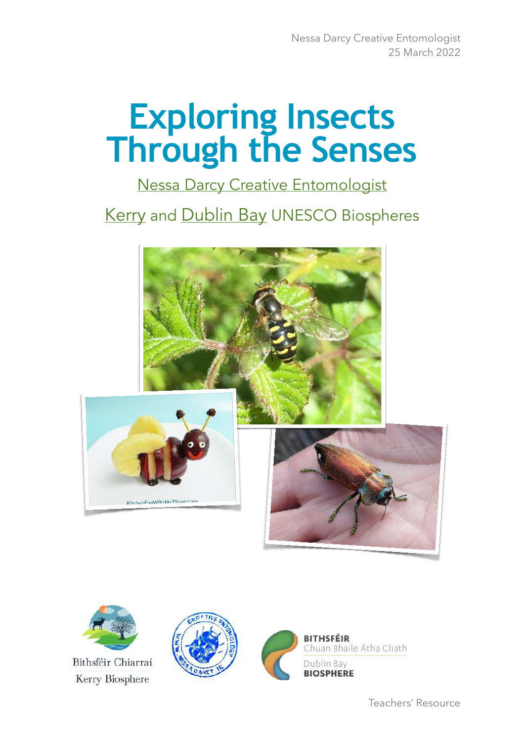Nessa Darcy Creative Entomologist
25 March 2022

# Exploring Insects Through the Senses

Nessa Darcy Creative Entomologist

Kerry and Dublin Bay UNESCO Biospheres

KitchenFunWithMy3Sons.com

Bithsféir Chiarraí
Kerry Biosphere

BITHSFÉIR
Chuan Bhaile Átha Cliath
Dublin Bay
BIOSPHERE

Teachers' Resource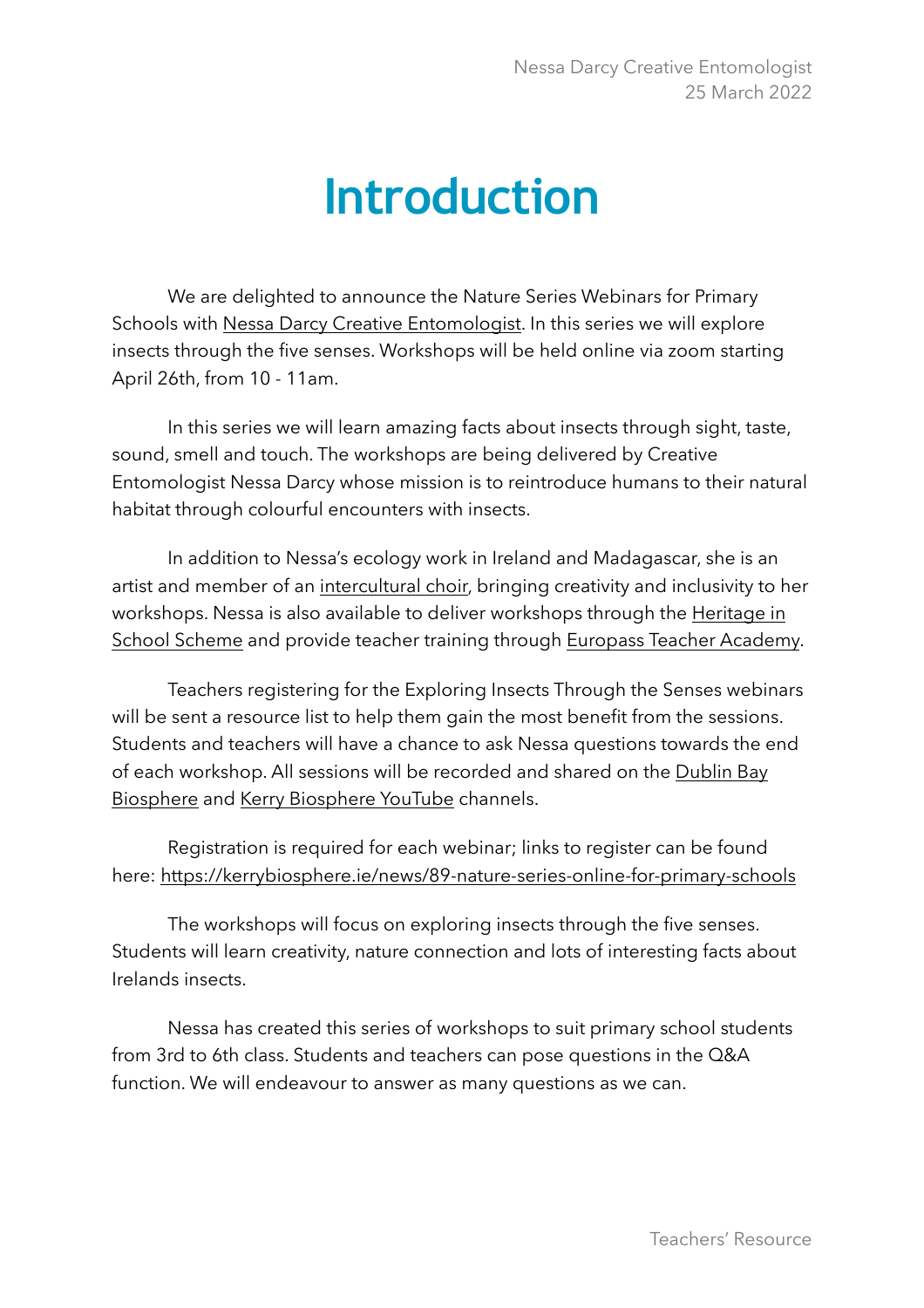# Introduction

We are delighted to announce the Nature Series Webinars for Primary Schools with Nessa Darcy Creative Entomologist. In this series we will explore insects through the five senses. Workshops will be held online via zoom starting April 26th, from 10 - 11am.

In this series we will learn amazing facts about insects through sight, taste, sound, smell and touch. The workshops are being delivered by Creative Entomologist Nessa Darcy whose mission is to reintroduce humans to their natural habitat through colourful encounters with insects.

In addition to Nessa's ecology work in Ireland and Madagascar, she is an artist and member of an intercultural choir, bringing creativity and inclusivity to her workshops. Nessa is also available to deliver workshops through the Heritage in School Scheme and provide teacher training through Europass Teacher Academy.

Teachers registering for the Exploring Insects Through the Senses webinars will be sent a resource list to help them gain the most benefit from the sessions. Students and teachers will have a chance to ask Nessa questions towards the end of each workshop. All sessions will be recorded and shared on the Dublin Bay Biosphere and Kerry Biosphere YouTube channels.

Registration is required for each webinar; links to register can be found here: https://kerrybiosphere.ie/news/89-nature-series-online-for-primary-schools

The workshops will focus on exploring insects through the five senses. Students will learn creativity, nature connection and lots of interesting facts about Irelands insects.

Nessa has created this series of workshops to suit primary school students from 3rd to 6th class. Students and teachers can pose questions in the Q&A function. We will endeavour to answer as many questions as we can.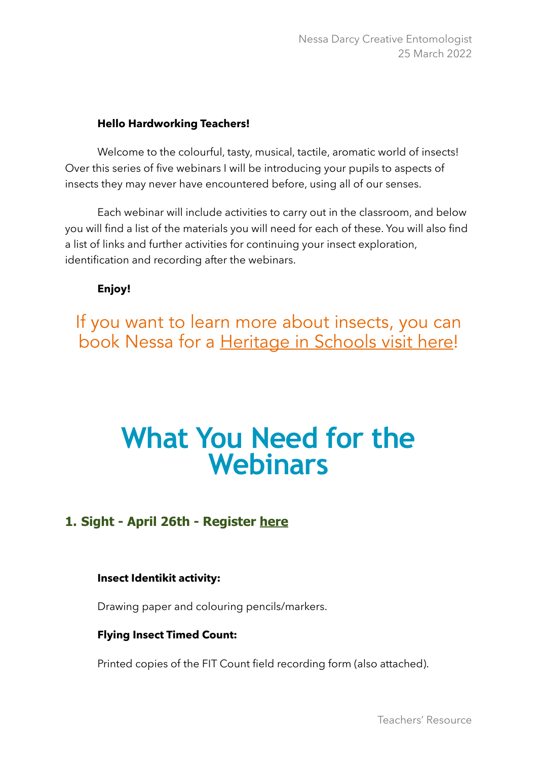Nessa Darcy Creative Entomologist
25 March 2022

**Hello Hardworking Teachers!**

Welcome to the colourful, tasty, musical, tactile, aromatic world of insects! Over this series of five webinars I will be introducing your pupils to aspects of insects they may never have encountered before, using all of our senses.

Each webinar will include activities to carry out in the classroom, and below you will find a list of the materials you will need for each of these. You will also find a list of links and further activities for continuing your insect exploration, identification and recording after the webinars.

**Enjoy!**

If you want to learn more about insects, you can book Nessa for a Heritage in Schools visit here!

# What You Need for the Webinars

## 1. Sight - April 26th - Register here

**Insect Identikit activity:**

Drawing paper and colouring pencils/markers.

**Flying Insect Timed Count:**

Printed copies of the FIT Count field recording form (also attached).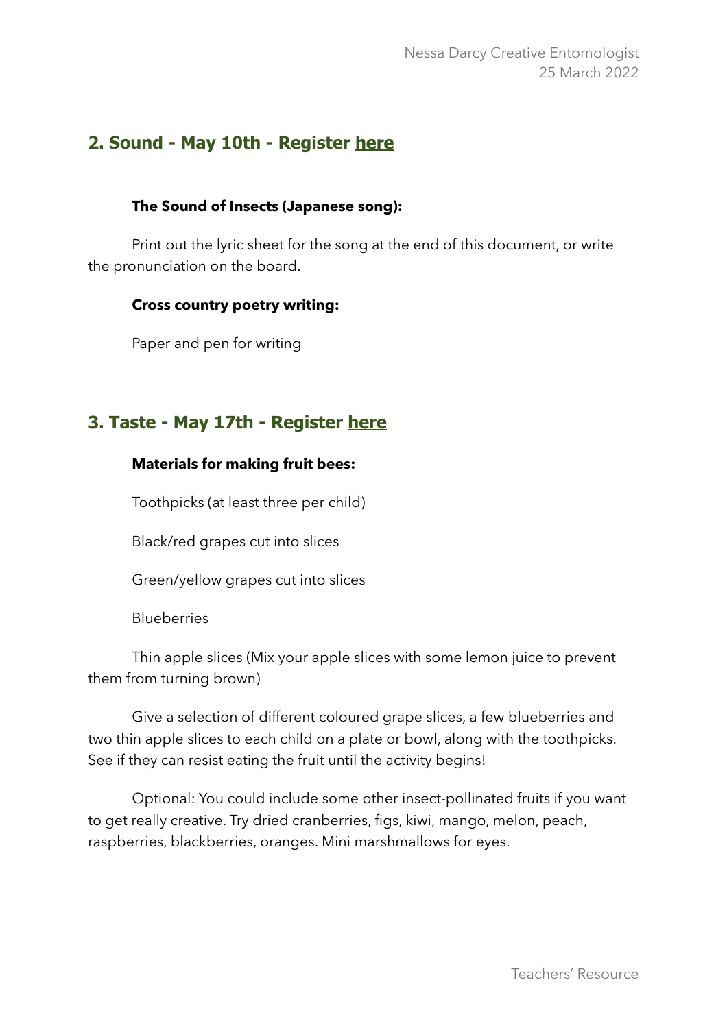## 2. Sound - May 10th - Register here

**The Sound of Insects (Japanese song):**

Print out the lyric sheet for the song at the end of this document, or write the pronunciation on the board.

**Cross country poetry writing:**

Paper and pen for writing

## 3. Taste - May 17th - Register here

**Materials for making fruit bees:**

Toothpicks (at least three per child)

Black/red grapes cut into slices

Green/yellow grapes cut into slices

Blueberries

Thin apple slices (Mix your apple slices with some lemon juice to prevent them from turning brown)

Give a selection of different coloured grape slices, a few blueberries and two thin apple slices to each child on a plate or bowl, along with the toothpicks. See if they can resist eating the fruit until the activity begins!

Optional: You could include some other insect-pollinated fruits if you want to get really creative. Try dried cranberries, figs, kiwi, mango, melon, peach, raspberries, blackberries, oranges. Mini marshmallows for eyes.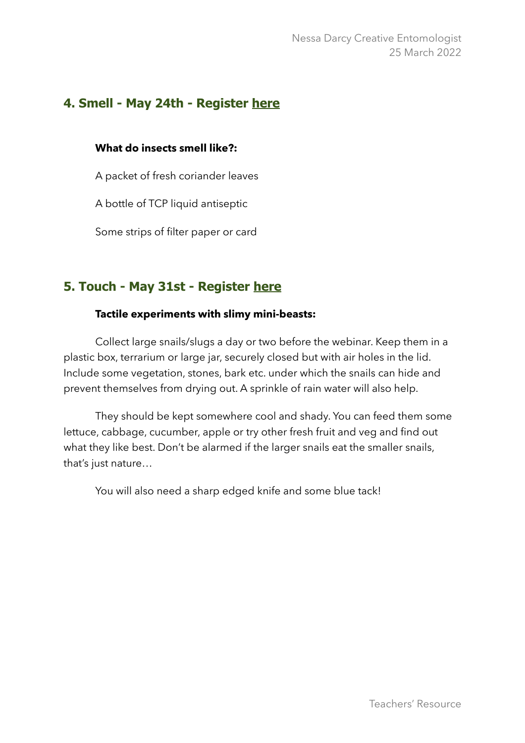## 4. Smell - May 24th - Register here

**What do insects smell like?:**

A packet of fresh coriander leaves

A bottle of TCP liquid antiseptic

Some strips of filter paper or card

## 5. Touch - May 31st - Register here

**Tactile experiments with slimy mini-beasts:**

Collect large snails/slugs a day or two before the webinar. Keep them in a plastic box, terrarium or large jar, securely closed but with air holes in the lid. Include some vegetation, stones, bark etc. under which the snails can hide and prevent themselves from drying out. A sprinkle of rain water will also help.

They should be kept somewhere cool and shady. You can feed them some lettuce, cabbage, cucumber, apple or try other fresh fruit and veg and find out what they like best. Don't be alarmed if the larger snails eat the smaller snails, that's just nature…

You will also need a sharp edged knife and some blue tack!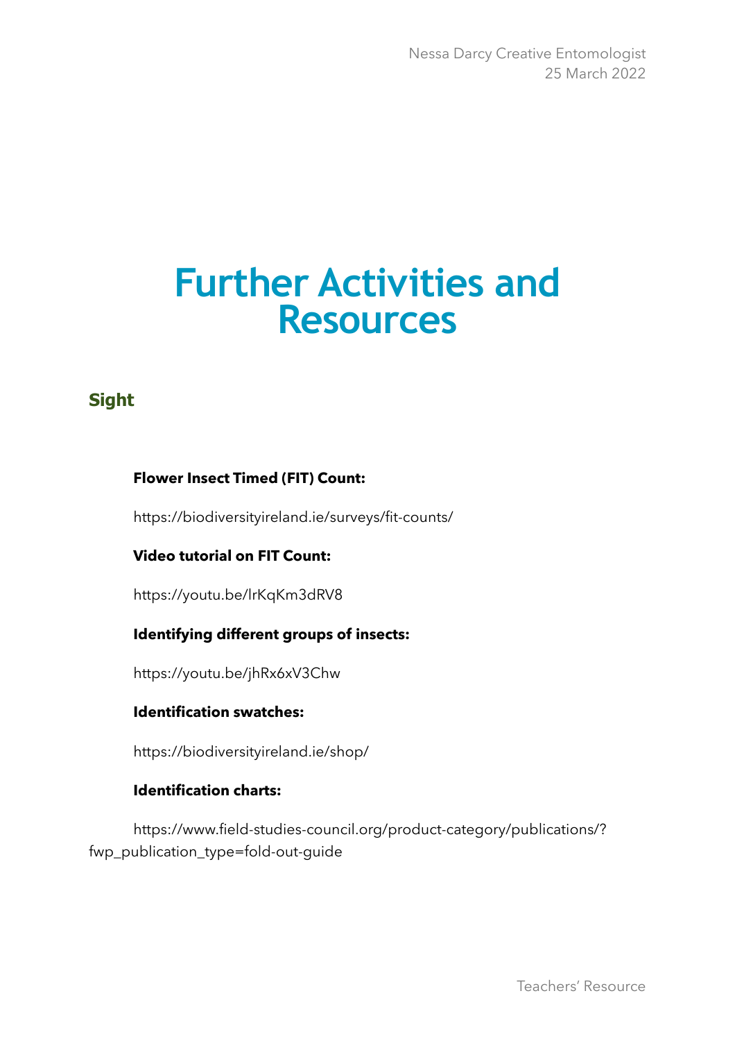# Further Activities and Resources

## Sight

**Flower Insect Timed (FIT) Count:**

https://biodiversityireland.ie/surveys/fit-counts/

**Video tutorial on FIT Count:**

https://youtu.be/lrKqKm3dRV8

**Identifying different groups of insects:**

https://youtu.be/jhRx6xV3Chw

**Identification swatches:**

https://biodiversityireland.ie/shop/

**Identification charts:**

https://www.field-studies-council.org/product-category/publications/?fwp_publication_type=fold-out-guide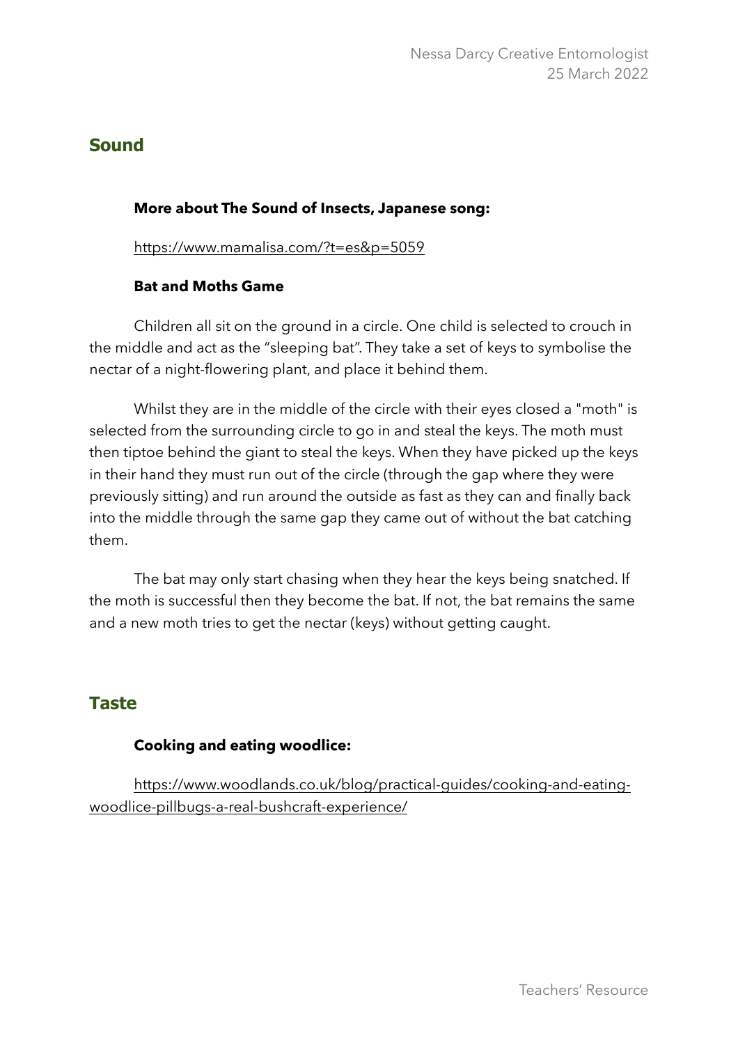## Sound

**More about The Sound of Insects, Japanese song:**

https://www.mamalisa.com/?t=es&p=5059

**Bat and Moths Game**

Children all sit on the ground in a circle. One child is selected to crouch in the middle and act as the "sleeping bat". They take a set of keys to symbolise the nectar of a night-flowering plant, and place it behind them.

Whilst they are in the middle of the circle with their eyes closed a "moth" is selected from the surrounding circle to go in and steal the keys. The moth must then tiptoe behind the giant to steal the keys. When they have picked up the keys in their hand they must run out of the circle (through the gap where they were previously sitting) and run around the outside as fast as they can and finally back into the middle through the same gap they came out of without the bat catching them.

The bat may only start chasing when they hear the keys being snatched. If the moth is successful then they become the bat. If not, the bat remains the same and a new moth tries to get the nectar (keys) without getting caught.

## Taste

**Cooking and eating woodlice:**

https://www.woodlands.co.uk/blog/practical-guides/cooking-and-eating-woodlice-pillbugs-a-real-bushcraft-experience/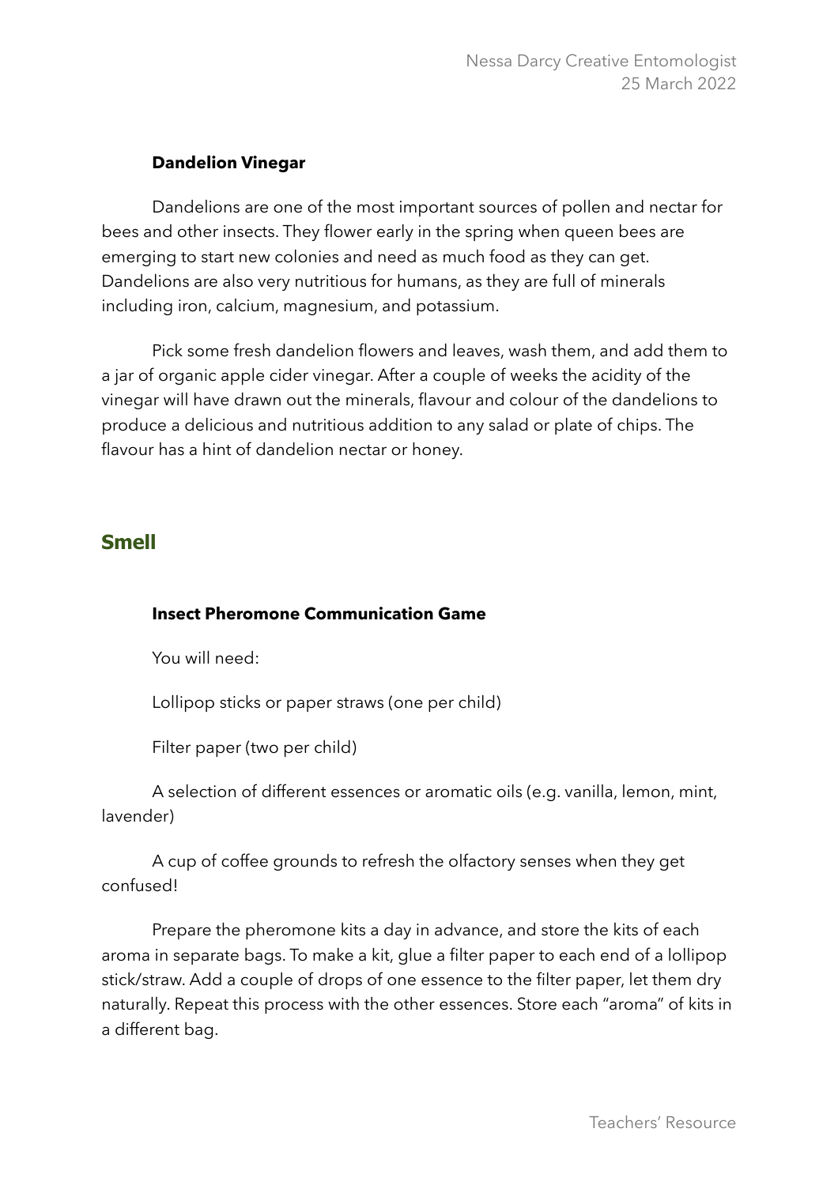### Dandelion Vinegar

Dandelions are one of the most important sources of pollen and nectar for bees and other insects. They flower early in the spring when queen bees are emerging to start new colonies and need as much food as they can get. Dandelions are also very nutritious for humans, as they are full of minerals including iron, calcium, magnesium, and potassium.

Pick some fresh dandelion flowers and leaves, wash them, and add them to a jar of organic apple cider vinegar. After a couple of weeks the acidity of the vinegar will have drawn out the minerals, flavour and colour of the dandelions to produce a delicious and nutritious addition to any salad or plate of chips. The flavour has a hint of dandelion nectar or honey.

## Smell

### Insect Pheromone Communication Game

You will need:

Lollipop sticks or paper straws (one per child)

Filter paper (two per child)

A selection of different essences or aromatic oils (e.g. vanilla, lemon, mint, lavender)

A cup of coffee grounds to refresh the olfactory senses when they get confused!

Prepare the pheromone kits a day in advance, and store the kits of each aroma in separate bags. To make a kit, glue a filter paper to each end of a lollipop stick/straw. Add a couple of drops of one essence to the filter paper, let them dry naturally. Repeat this process with the other essences. Store each "aroma" of kits in a different bag.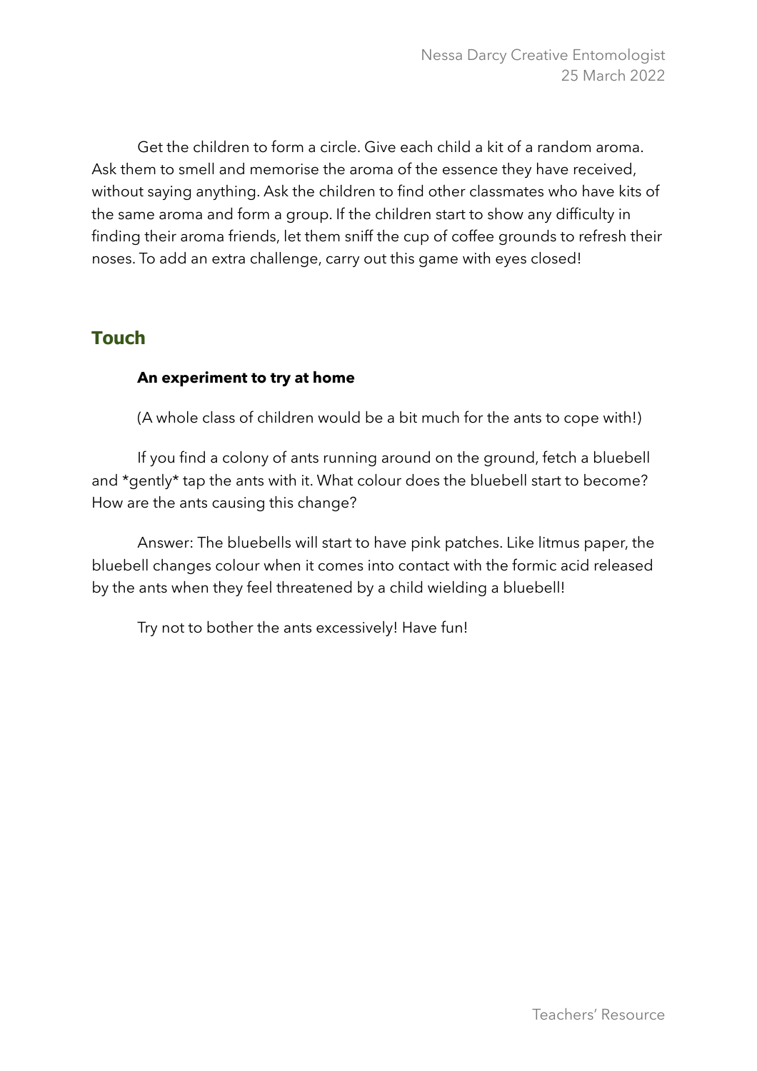Get the children to form a circle. Give each child a kit of a random aroma. Ask them to smell and memorise the aroma of the essence they have received, without saying anything. Ask the children to find other classmates who have kits of the same aroma and form a group. If the children start to show any difficulty in finding their aroma friends, let them sniff the cup of coffee grounds to refresh their noses. To add an extra challenge, carry out this game with eyes closed!

## Touch

**An experiment to try at home**

(A whole class of children would be a bit much for the ants to cope with!)

If you find a colony of ants running around on the ground, fetch a bluebell and *gently* tap the ants with it. What colour does the bluebell start to become? How are the ants causing this change?

Answer: The bluebells will start to have pink patches. Like litmus paper, the bluebell changes colour when it comes into contact with the formic acid released by the ants when they feel threatened by a child wielding a bluebell!

Try not to bother the ants excessively! Have fun!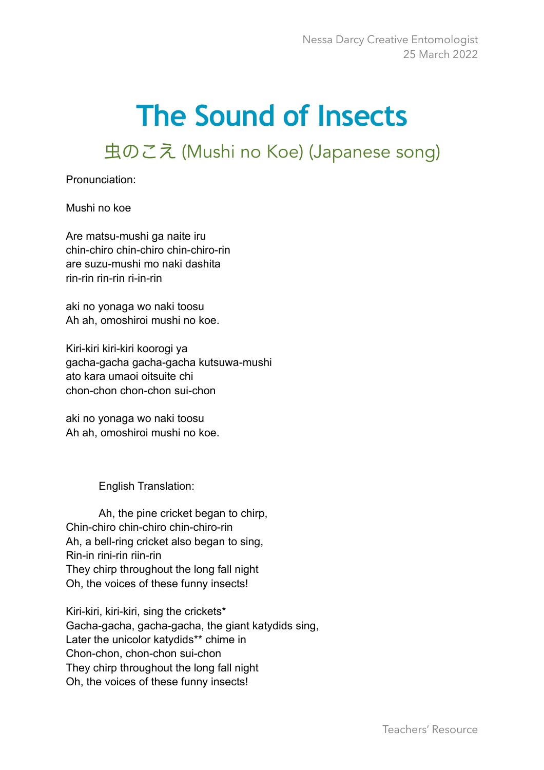# The Sound of Insects

## 虫のこえ (Mushi no Koe) (Japanese song)

Pronunciation:

Mushi no koe

Are matsu-mushi ga naite iru
chin-chiro chin-chiro chin-chiro-rin
are suzu-mushi mo naki dashita
rin-rin rin-rin ri-in-rin

aki no yonaga wo naki toosu
Ah ah, omoshiroi mushi no koe.

Kiri-kiri kiri-kiri koorogi ya
gacha-gacha gacha-gacha kutsuwa-mushi
ato kara umaoi oitsuite chi
chon-chon chon-chon sui-chon

aki no yonaga wo naki toosu
Ah ah, omoshiroi mushi no koe.

English Translation:

Ah, the pine cricket began to chirp,
Chin-chiro chin-chiro chin-chiro-rin
Ah, a bell-ring cricket also began to sing,
Rin-in rini-rin riin-rin
They chirp throughout the long fall night
Oh, the voices of these funny insects!

Kiri-kiri, kiri-kiri, sing the crickets*
Gacha-gacha, gacha-gacha, the giant katydids sing,
Later the unicolor katydids** chime in
Chon-chon, chon-chon sui-chon
They chirp throughout the long fall night
Oh, the voices of these funny insects!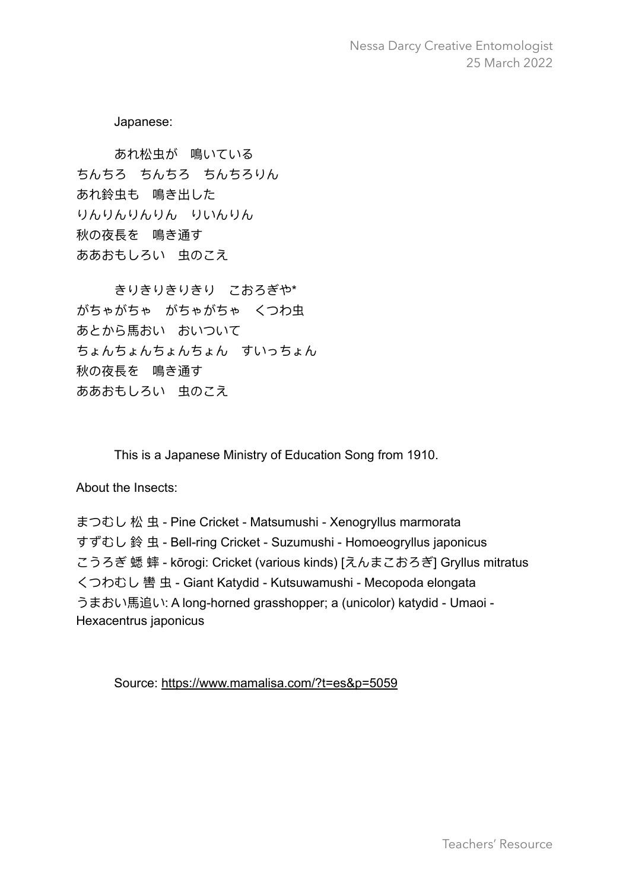Japanese:

あれ松虫が　鳴いている
ちんちろ　ちんちろ　ちんちろりん
あれ鈴虫も　鳴き出した
りんりんりんりん　りいんりん
秋の夜長を　鳴き通す
ああおもしろい　虫のこえ

きりきりきりきり　こおろぎや*
がちゃがちゃ　がちゃがちゃ　くつわ虫
あとから馬おい　おいついて
ちょんちょんちょんちょん　すいっちょん
秋の夜長を　鳴き通す
ああおもしろい　虫のこえ

This is a Japanese Ministry of Education Song from 1910.

About the Insects:

まつむし 松 虫 - Pine Cricket - Matsumushi - Xenogryllus marmorata
すずむし 鈴 虫 - Bell-ring Cricket - Suzumushi - Homoeogryllus japonicus
こうろぎ 蟋 蟀 - kōrogi: Cricket (various kinds) [えんまこおろぎ] Gryllus mitratus
くつわむし 轡 虫 - Giant Katydid - Kutsuwamushi - Mecopoda elongata
うまおい馬追い: A long-horned grasshopper; a (unicolor) katydid - Umaoi - Hexacentrus japonicus

Source: https://www.mamalisa.com/?t=es&p=5059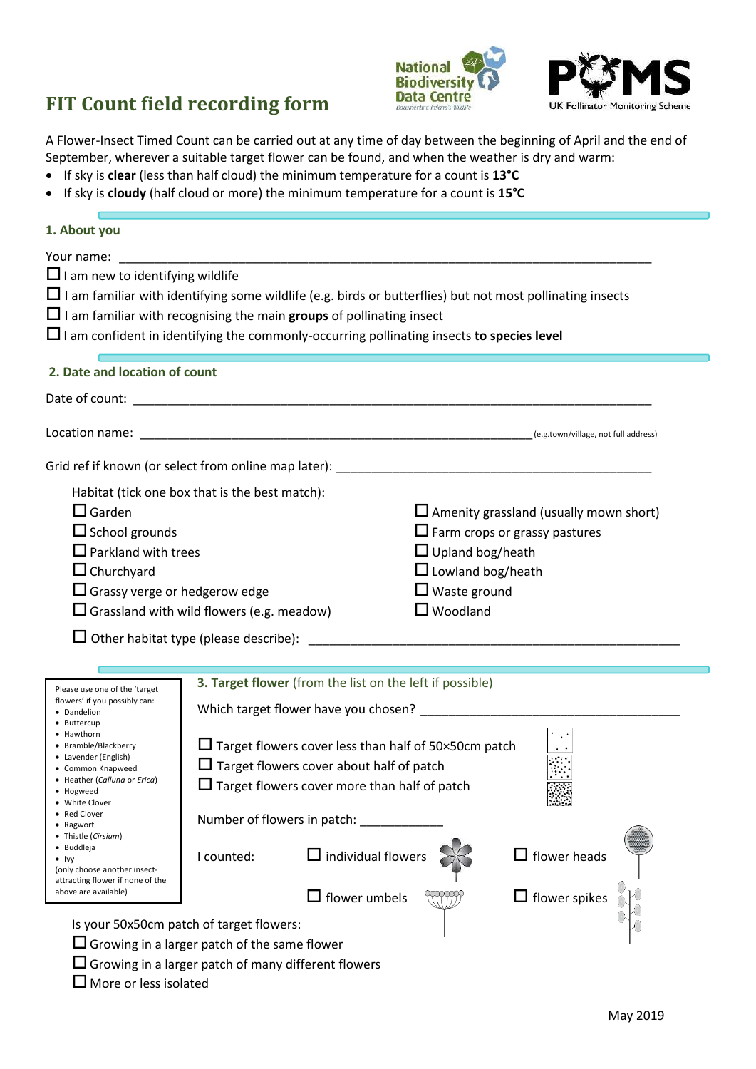# FIT Count field recording form

A Flower-Insect Timed Count can be carried out at any time of day between the beginning of April and the end of September, wherever a suitable target flower can be found, and when the weather is dry and warm:

- If sky is **clear** (less than half cloud) the minimum temperature for a count is **13°C**
- If sky is **cloudy** (half cloud or more) the minimum temperature for a count is **15°C**

## 1. About you

Your name: ___________________________________________________________________________

☐ I am new to identifying wildlife

☐ I am familiar with identifying some wildlife (e.g. birds or butterflies) but not most pollinating insects

☐ I am familiar with recognising the main **groups** of pollinating insect

☐ I am confident in identifying the commonly-occurring pollinating insects **to species level**

## 2. Date and location of count

Date of count: ___________________________________________________________________________

Location name: ________________________________________________________ (e.g.town/village, not full address)

Grid ref if known (or select from online map later): _______________________________________________

Habitat (tick one box that is the best match):

☐ Garden

☐ School grounds

☐ Parkland with trees

☐ Churchyard

☐ Grassy verge or hedgerow edge

☐ Grassland with wild flowers (e.g. meadow)

☐ Amenity grassland (usually mown short)

☐ Farm crops or grassy pastures

☐ Upland bog/heath

☐ Lowland bog/heath

☐ Waste ground

☐ Woodland

☐ Other habitat type (please describe): ______________________________________________________

## 3. Target flower (from the list on the left if possible)

Please use one of the 'target flowers' if you possibly can:

- Dandelion
- Buttercup
- Hawthorn
- Bramble/Blackberry
- Lavender (English)
- Common Knapweed
- Heather (*Calluna* or *Erica*)
- Hogweed
- White Clover
- Red Clover
- Ragwort
- Thistle (*Cirsium*)
- Buddleja
- Ivy

(only choose another insect-attracting flower if none of the above are available)

Which target flower have you chosen? ______________________________________

☐ Target flowers cover less than half of 50×50cm patch

☐ Target flowers cover about half of patch

☐ Target flowers cover more than half of patch

Number of flowers in patch: ____________

I counted: ☐ individual flowers ☐ flower heads ☐ flower umbels ☐ flower spikes

Is your 50x50cm patch of target flowers:

☐ Growing in a larger patch of the same flower

☐ Growing in a larger patch of many different flowers

☐ More or less isolated

May 2019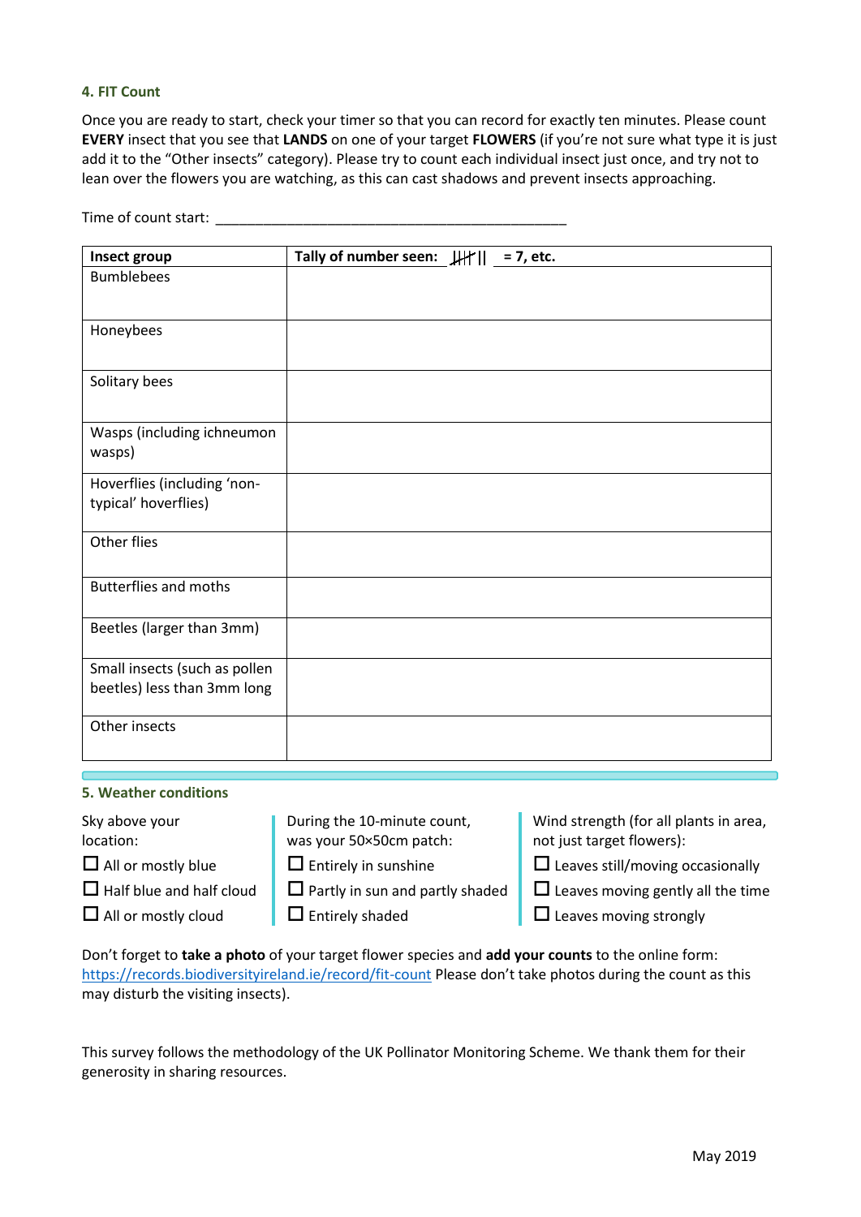### 4. FIT Count

Once you are ready to start, check your timer so that you can record for exactly ten minutes. Please count **EVERY** insect that you see that **LANDS** on one of your target **FLOWERS** (if you're not sure what type it is just add it to the "Other insects" category). Please try to count each individual insect just once, and try not to lean over the flowers you are watching, as this can cast shadows and prevent insects approaching.

Time of count start: ____________________________________________

| Insect group | Tally of number seen: ~~IIII~~ II = 7, etc. |
|---|---|
| Bumblebees | |
| Honeybees | |
| Solitary bees | |
| Wasps (including ichneumon wasps) | |
| Hoverflies (including 'non-typical' hoverflies) | |
| Other flies | |
| Butterflies and moths | |
| Beetles (larger than 3mm) | |
| Small insects (such as pollen beetles) less than 3mm long | |
| Other insects | |

### 5. Weather conditions

Sky above your location:

- ☐ All or mostly blue
- ☐ Half blue and half cloud
- ☐ All or mostly cloud

During the 10-minute count, was your 50×50cm patch:

- ☐ Entirely in sunshine
- ☐ Partly in sun and partly shaded
- ☐ Entirely shaded

Wind strength (for all plants in area, not just target flowers):

- ☐ Leaves still/moving occasionally
- ☐ Leaves moving gently all the time
- ☐ Leaves moving strongly

Don't forget to **take a photo** of your target flower species and **add your counts** to the online form: https://records.biodiversityireland.ie/record/fit-count Please don't take photos during the count as this may disturb the visiting insects).

This survey follows the methodology of the UK Pollinator Monitoring Scheme. We thank them for their generosity in sharing resources.

May 2019